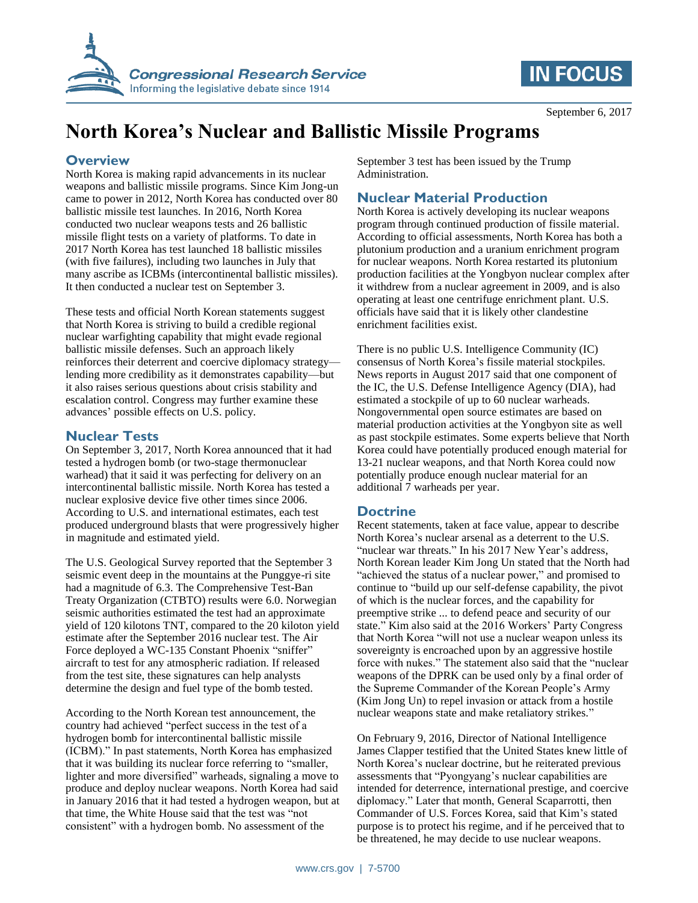# North Korea's Nuclear and Ballistic Missile Programs

September 6, 2017

## Overview

North Korea is making rapid advancements in its nuclear weapons and ballistic missile programs. Since Kim Jong-un came to power in 2012, North Korea has conducted over 80 ballistic missile test launches. In 2016, North Korea conducted two nuclear weapons tests and 26 ballistic missile flight tests on a variety of platforms. To date in 2017 North Korea has test launched 18 ballistic missiles (with five failures), including two launches in July that many ascribe as ICBMs (intercontinental ballistic missiles). It then conducted a nuclear test on September 3.

These tests and official North Korean statements suggest that North Korea is striving to build a credible regional nuclear warfighting capability that might evade regional ballistic missile defenses. Such an approach likely reinforces their deterrent and coercive diplomacy strategy—lending more credibility as it demonstrates capability—but it also raises serious questions about crisis stability and escalation control. Congress may further examine these advances' possible effects on U.S. policy.

## Nuclear Tests

On September 3, 2017, North Korea announced that it had tested a hydrogen bomb (or two-stage thermonuclear warhead) that it said it was perfecting for delivery on an intercontinental ballistic missile. North Korea has tested a nuclear explosive device five other times since 2006. According to U.S. and international estimates, each test produced underground blasts that were progressively higher in magnitude and estimated yield.

The U.S. Geological Survey reported that the September 3 seismic event deep in the mountains at the Punggye-ri site had a magnitude of 6.3. The Comprehensive Test-Ban Treaty Organization (CTBTO) results were 6.0. Norwegian seismic authorities estimated the test had an approximate yield of 120 kilotons TNT, compared to the 20 kiloton yield estimate after the September 2016 nuclear test. The Air Force deployed a WC-135 Constant Phoenix "sniffer" aircraft to test for any atmospheric radiation. If released from the test site, these signatures can help analysts determine the design and fuel type of the bomb tested.

According to the North Korean test announcement, the country had achieved "perfect success in the test of a hydrogen bomb for intercontinental ballistic missile (ICBM)." In past statements, North Korea has emphasized that it was building its nuclear force referring to "smaller, lighter and more diversified" warheads, signaling a move to produce and deploy nuclear weapons. North Korea had said in January 2016 that it had tested a hydrogen weapon, but at that time, the White House said that the test was "not consistent" with a hydrogen bomb. No assessment of the September 3 test has been issued by the Trump Administration.

## Nuclear Material Production

North Korea is actively developing its nuclear weapons program through continued production of fissile material. According to official assessments, North Korea has both a plutonium production and a uranium enrichment program for nuclear weapons. North Korea restarted its plutonium production facilities at the Yongbyon nuclear complex after it withdrew from a nuclear agreement in 2009, and is also operating at least one centrifuge enrichment plant. U.S. officials have said that it is likely other clandestine enrichment facilities exist.

There is no public U.S. Intelligence Community (IC) consensus of North Korea's fissile material stockpiles. News reports in August 2017 said that one component of the IC, the U.S. Defense Intelligence Agency (DIA), had estimated a stockpile of up to 60 nuclear warheads. Nongovernmental open source estimates are based on material production activities at the Yongbyon site as well as past stockpile estimates. Some experts believe that North Korea could have potentially produced enough material for 13-21 nuclear weapons, and that North Korea could now potentially produce enough nuclear material for an additional 7 warheads per year.

## Doctrine

Recent statements, taken at face value, appear to describe North Korea's nuclear arsenal as a deterrent to the U.S. "nuclear war threats." In his 2017 New Year's address, North Korean leader Kim Jong Un stated that the North had "achieved the status of a nuclear power," and promised to continue to "build up our self-defense capability, the pivot of which is the nuclear forces, and the capability for preemptive strike ... to defend peace and security of our state." Kim also said at the 2016 Workers' Party Congress that North Korea "will not use a nuclear weapon unless its sovereignty is encroached upon by an aggressive hostile force with nukes." The statement also said that the "nuclear weapons of the DPRK can be used only by a final order of the Supreme Commander of the Korean People's Army (Kim Jong Un) to repel invasion or attack from a hostile nuclear weapons state and make retaliatory strikes."

On February 9, 2016, Director of National Intelligence James Clapper testified that the United States knew little of North Korea's nuclear doctrine, but he reiterated previous assessments that "Pyongyang's nuclear capabilities are intended for deterrence, international prestige, and coercive diplomacy." Later that month, General Scaparrotti, then Commander of U.S. Forces Korea, said that Kim's stated purpose is to protect his regime, and if he perceived that to be threatened, he may decide to use nuclear weapons.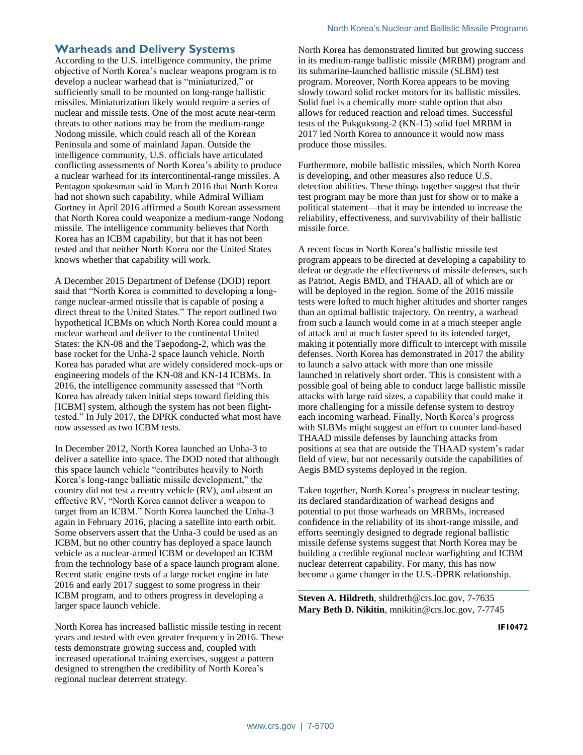## Warheads and Delivery Systems

According to the U.S. intelligence community, the prime objective of North Korea's nuclear weapons program is to develop a nuclear warhead that is "miniaturized," or sufficiently small to be mounted on long-range ballistic missiles. Miniaturization likely would require a series of nuclear and missile tests. One of the most acute near-term threats to other nations may be from the medium-range Nodong missile, which could reach all of the Korean Peninsula and some of mainland Japan. Outside the intelligence community, U.S. officials have articulated conflicting assessments of North Korea's ability to produce a nuclear warhead for its intercontinental-range missiles. A Pentagon spokesman said in March 2016 that North Korea had not shown such capability, while Admiral William Gortney in April 2016 affirmed a South Korean assessment that North Korea could weaponize a medium-range Nodong missile. The intelligence community believes that North Korea has an ICBM capability, but that it has not been tested and that neither North Korea nor the United States knows whether that capability will work.

A December 2015 Department of Defense (DOD) report said that "North Korea is committed to developing a long-range nuclear-armed missile that is capable of posing a direct threat to the United States." The report outlined two hypothetical ICBMs on which North Korea could mount a nuclear warhead and deliver to the continental United States: the KN-08 and the Taepodong-2, which was the base rocket for the Unha-2 space launch vehicle. North Korea has paraded what are widely considered mock-ups or engineering models of the KN-08 and KN-14 ICBMs. In 2016, the intelligence community assessed that "North Korea has already taken initial steps toward fielding this [ICBM] system, although the system has not been flight-tested." In July 2017, the DPRK conducted what most have now assessed as two ICBM tests.

In December 2012, North Korea launched an Unha-3 to deliver a satellite into space. The DOD noted that although this space launch vehicle "contributes heavily to North Korea's long-range ballistic missile development," the country did not test a reentry vehicle (RV), and absent an effective RV, "North Korea cannot deliver a weapon to target from an ICBM." North Korea launched the Unha-3 again in February 2016, placing a satellite into earth orbit. Some observers assert that the Unha-3 could be used as an ICBM, but no other country has deployed a space launch vehicle as a nuclear-armed ICBM or developed an ICBM from the technology base of a space launch program alone. Recent static engine tests of a large rocket engine in late 2016 and early 2017 suggest to some progress in their ICBM program, and to others progress in developing a larger space launch vehicle.

North Korea has increased ballistic missile testing in recent years and tested with even greater frequency in 2016. These tests demonstrate growing success and, coupled with increased operational training exercises, suggest a pattern designed to strengthen the credibility of North Korea's regional nuclear deterrent strategy.

North Korea has demonstrated limited but growing success in its medium-range ballistic missile (MRBM) program and its submarine-launched ballistic missile (SLBM) test program. Moreover, North Korea appears to be moving slowly toward solid rocket motors for its ballistic missiles. Solid fuel is a chemically more stable option that also allows for reduced reaction and reload times. Successful tests of the Pukguksong-2 (KN-15) solid fuel MRBM in 2017 led North Korea to announce it would now mass produce those missiles.

Furthermore, mobile ballistic missiles, which North Korea is developing, and other measures also reduce U.S. detection abilities. These things together suggest that their test program may be more than just for show or to make a political statement—that it may be intended to increase the reliability, effectiveness, and survivability of their ballistic missile force.

A recent focus in North Korea's ballistic missile test program appears to be directed at developing a capability to defeat or degrade the effectiveness of missile defenses, such as Patriot, Aegis BMD, and THAAD, all of which are or will be deployed in the region. Some of the 2016 missile tests were lofted to much higher altitudes and shorter ranges than an optimal ballistic trajectory. On reentry, a warhead from such a launch would come in at a much steeper angle of attack and at much faster speed to its intended target, making it potentially more difficult to intercept with missile defenses. North Korea has demonstrated in 2017 the ability to launch a salvo attack with more than one missile launched in relatively short order. This is consistent with a possible goal of being able to conduct large ballistic missile attacks with large raid sizes, a capability that could make it more challenging for a missile defense system to destroy each incoming warhead. Finally, North Korea's progress with SLBMs might suggest an effort to counter land-based THAAD missile defenses by launching attacks from positions at sea that are outside the THAAD system's radar field of view, but not necessarily outside the capabilities of Aegis BMD systems deployed in the region.

Taken together, North Korea's progress in nuclear testing, its declared standardization of warhead designs and potential to put those warheads on MRBMs, increased confidence in the reliability of its short-range missile, and efforts seemingly designed to degrade regional ballistic missile defense systems suggest that North Korea may be building a credible regional nuclear warfighting and ICBM nuclear deterrent capability. For many, this has now become a game changer in the U.S.-DPRK relationship.

---

**Steven A. Hildreth**, shildreth@crs.loc.gov, 7-7635
**Mary Beth D. Nikitin**, mnikitin@crs.loc.gov, 7-7745

**IF10472**